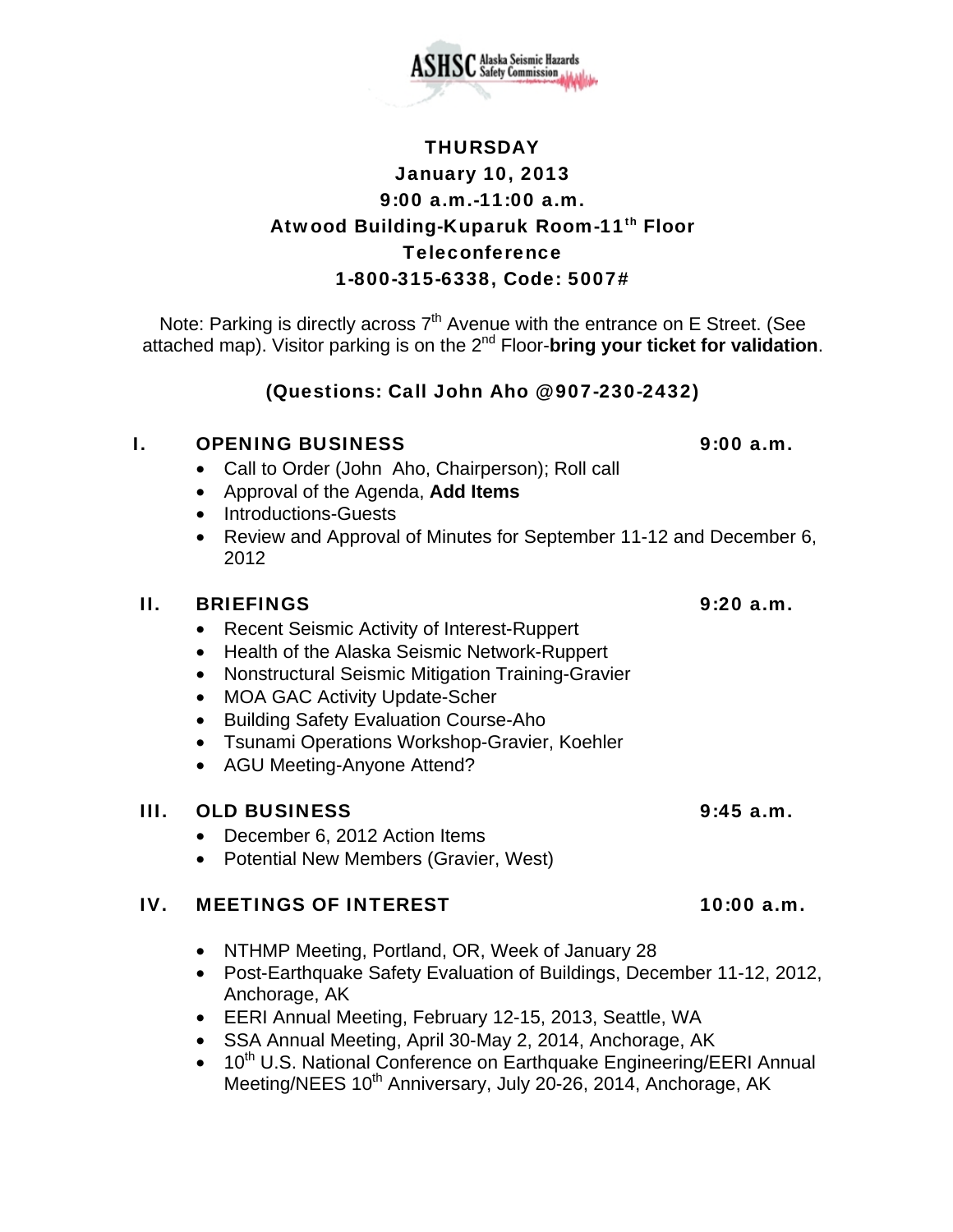ASHSC Alaska Seismic Hazards Safety Commission

**THURSDAY**
**January 10, 2013**
**9:00 a.m.-11:00 a.m.**
**Atwood Building-Kuparuk Room-11th Floor**
**Teleconference**
**1-800-315-6338, Code: 5007#**

Note: Parking is directly across 7th Avenue with the entrance on E Street. (See attached map). Visitor parking is on the 2nd Floor-**bring your ticket for validation**.

**(Questions: Call John Aho @907-230-2432)**

## I. OPENING BUSINESS — 9:00 a.m.

- Call to Order (John Aho, Chairperson); Roll call
- Approval of the Agenda, **Add Items**
- Introductions-Guests
- Review and Approval of Minutes for September 11-12 and December 6, 2012

## II. BRIEFINGS — 9:20 a.m.

- Recent Seismic Activity of Interest-Ruppert
- Health of the Alaska Seismic Network-Ruppert
- Nonstructural Seismic Mitigation Training-Gravier
- MOA GAC Activity Update-Scher
- Building Safety Evaluation Course-Aho
- Tsunami Operations Workshop-Gravier, Koehler
- AGU Meeting-Anyone Attend?

## III. OLD BUSINESS — 9:45 a.m.

- December 6, 2012 Action Items
- Potential New Members (Gravier, West)

## IV. MEETINGS OF INTEREST — 10:00 a.m.

- NTHMP Meeting, Portland, OR, Week of January 28
- Post-Earthquake Safety Evaluation of Buildings, December 11-12, 2012, Anchorage, AK
- EERI Annual Meeting, February 12-15, 2013, Seattle, WA
- SSA Annual Meeting, April 30-May 2, 2014, Anchorage, AK
- 10th U.S. National Conference on Earthquake Engineering/EERI Annual Meeting/NEES 10th Anniversary, July 20-26, 2014, Anchorage, AK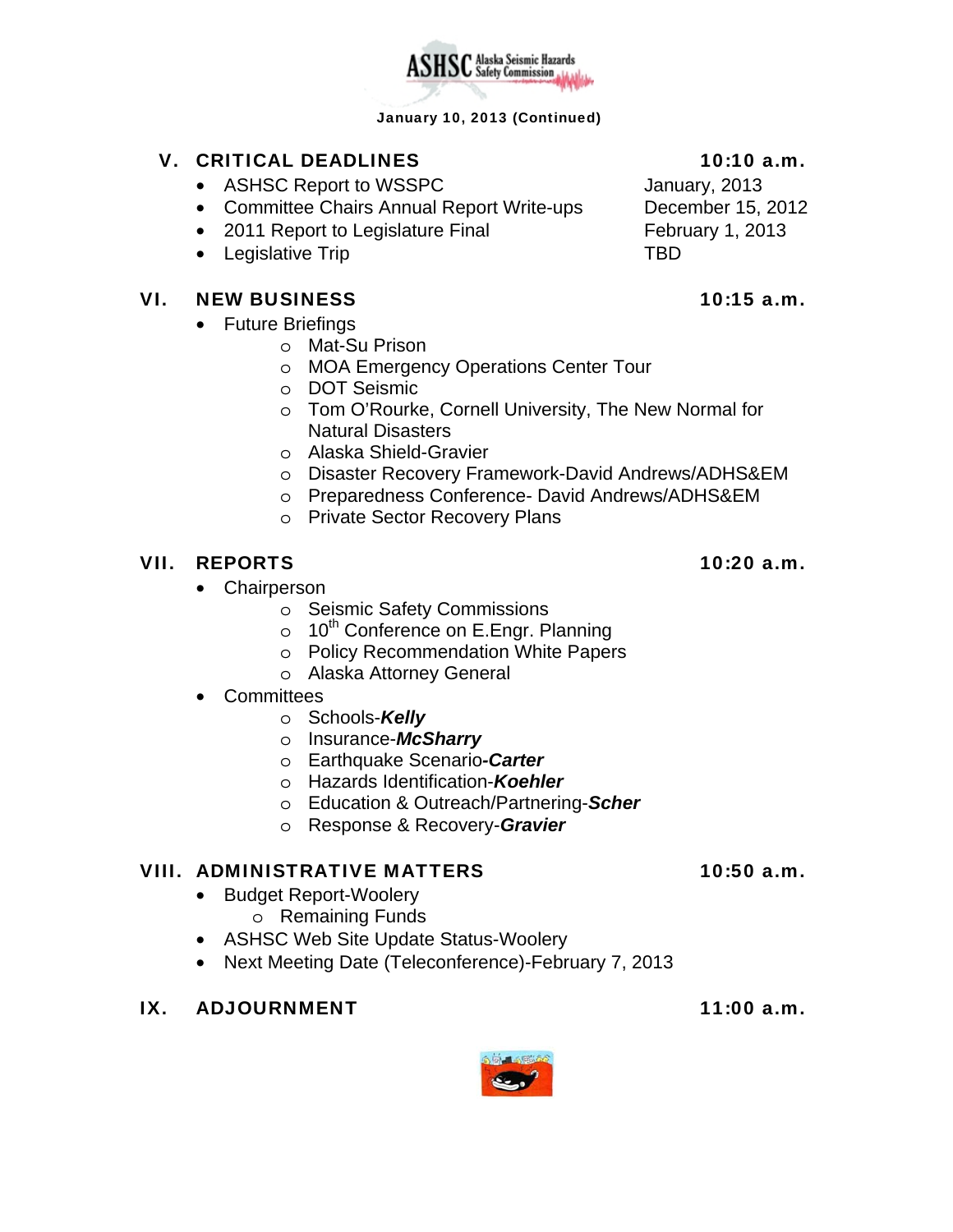January 10, 2013 (Continued)

## V. CRITICAL DEADLINES — 10:10 a.m.

- ASHSC Report to WSSPC — January, 2013
- Committee Chairs Annual Report Write-ups — December 15, 2012
- 2011 Report to Legislature Final — February 1, 2013
- Legislative Trip — TBD

## VI. NEW BUSINESS — 10:15 a.m.

- Future Briefings
  - Mat-Su Prison
  - MOA Emergency Operations Center Tour
  - DOT Seismic
  - Tom O'Rourke, Cornell University, The New Normal for Natural Disasters
  - Alaska Shield-Gravier
  - Disaster Recovery Framework-David Andrews/ADHS&EM
  - Preparedness Conference- David Andrews/ADHS&EM
  - Private Sector Recovery Plans

## VII. REPORTS — 10:20 a.m.

- Chairperson
  - Seismic Safety Commissions
  - 10th Conference on E.Engr. Planning
  - Policy Recommendation White Papers
  - Alaska Attorney General
- Committees
  - Schools-***Kelly***
  - Insurance-***McSharry***
  - Earthquake Scenario-***Carter***
  - Hazards Identification-***Koehler***
  - Education & Outreach/Partnering-***Scher***
  - Response & Recovery-***Gravier***

## VIII. ADMINISTRATIVE MATTERS — 10:50 a.m.

- Budget Report-Woolery
  - Remaining Funds
- ASHSC Web Site Update Status-Woolery
- Next Meeting Date (Teleconference)-February 7, 2013

## IX. ADJOURNMENT — 11:00 a.m.